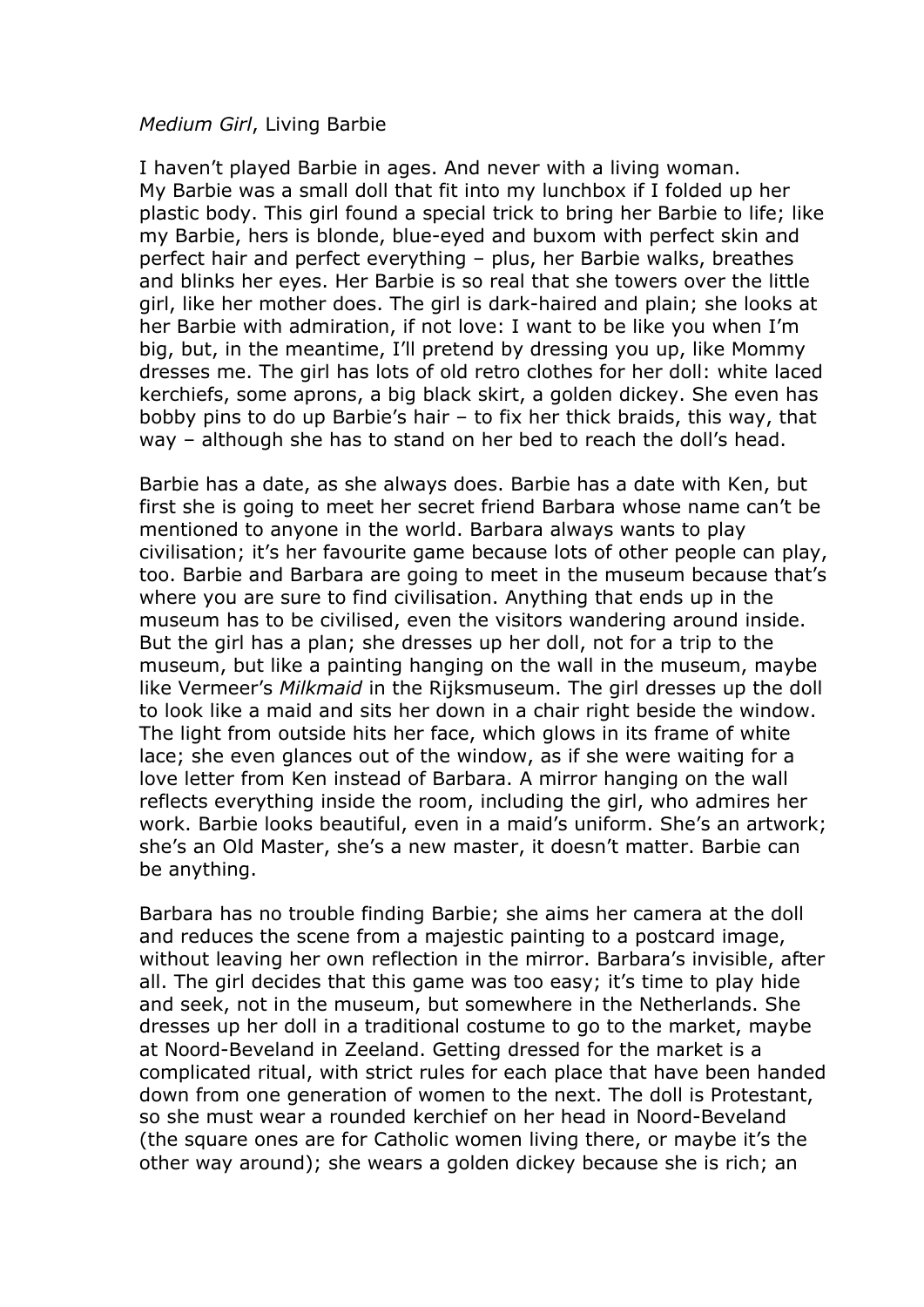*Medium Girl*, Living Barbie

I haven't played Barbie in ages. And never with a living woman.
My Barbie was a small doll that fit into my lunchbox if I folded up her plastic body. This girl found a special trick to bring her Barbie to life; like my Barbie, hers is blonde, blue-eyed and buxom with perfect skin and perfect hair and perfect everything – plus, her Barbie walks, breathes and blinks her eyes. Her Barbie is so real that she towers over the little girl, like her mother does. The girl is dark-haired and plain; she looks at her Barbie with admiration, if not love: I want to be like you when I'm big, but, in the meantime, I'll pretend by dressing you up, like Mommy dresses me. The girl has lots of old retro clothes for her doll: white laced kerchiefs, some aprons, a big black skirt, a golden dickey. She even has bobby pins to do up Barbie's hair – to fix her thick braids, this way, that way – although she has to stand on her bed to reach the doll's head.

Barbie has a date, as she always does. Barbie has a date with Ken, but first she is going to meet her secret friend Barbara whose name can't be mentioned to anyone in the world. Barbara always wants to play civilisation; it's her favourite game because lots of other people can play, too. Barbie and Barbara are going to meet in the museum because that's where you are sure to find civilisation. Anything that ends up in the museum has to be civilised, even the visitors wandering around inside. But the girl has a plan; she dresses up her doll, not for a trip to the museum, but like a painting hanging on the wall in the museum, maybe like Vermeer's *Milkmaid* in the Rijksmuseum. The girl dresses up the doll to look like a maid and sits her down in a chair right beside the window. The light from outside hits her face, which glows in its frame of white lace; she even glances out of the window, as if she were waiting for a love letter from Ken instead of Barbara. A mirror hanging on the wall reflects everything inside the room, including the girl, who admires her work. Barbie looks beautiful, even in a maid's uniform. She's an artwork; she's an Old Master, she's a new master, it doesn't matter. Barbie can be anything.

Barbara has no trouble finding Barbie; she aims her camera at the doll and reduces the scene from a majestic painting to a postcard image, without leaving her own reflection in the mirror. Barbara's invisible, after all. The girl decides that this game was too easy; it's time to play hide and seek, not in the museum, but somewhere in the Netherlands. She dresses up her doll in a traditional costume to go to the market, maybe at Noord-Beveland in Zeeland. Getting dressed for the market is a complicated ritual, with strict rules for each place that have been handed down from one generation of women to the next. The doll is Protestant, so she must wear a rounded kerchief on her head in Noord-Beveland (the square ones are for Catholic women living there, or maybe it's the other way around); she wears a golden dickey because she is rich; an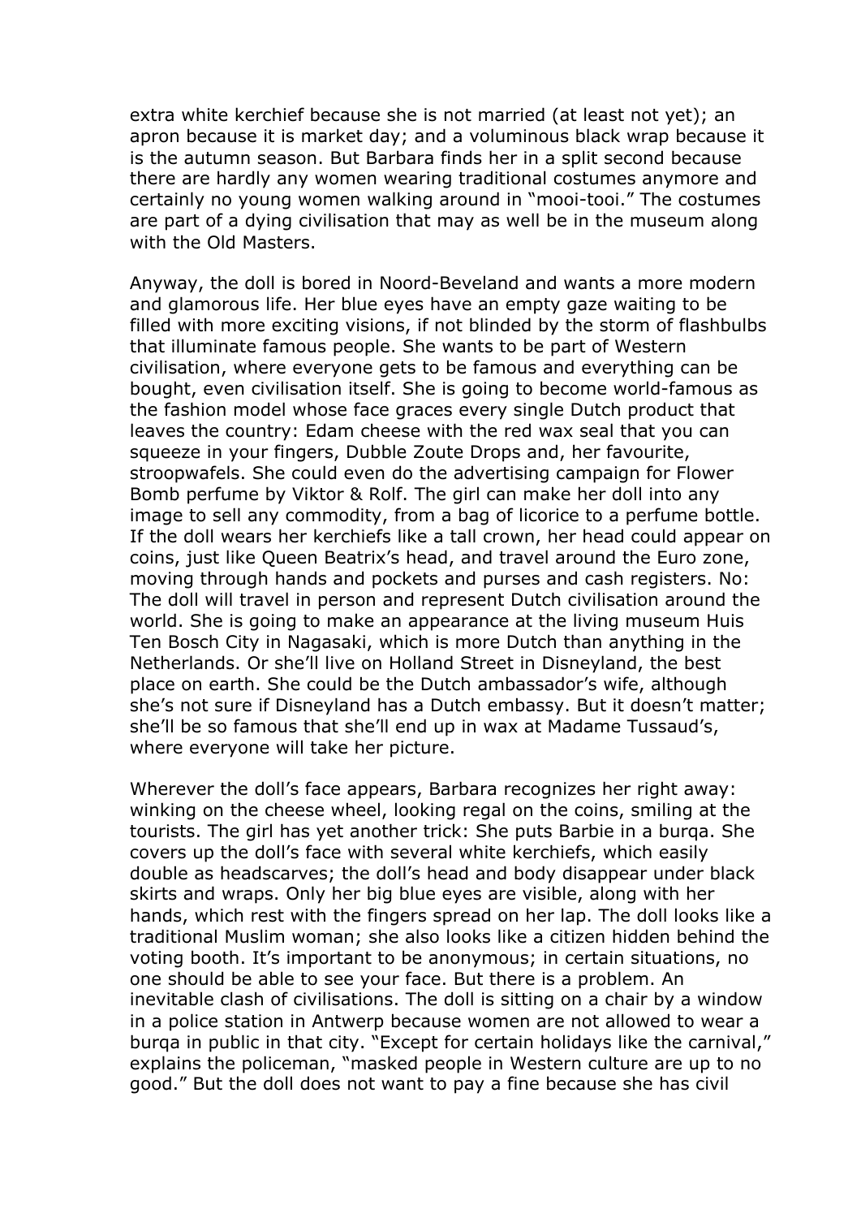extra white kerchief because she is not married (at least not yet); an apron because it is market day; and a voluminous black wrap because it is the autumn season. But Barbara finds her in a split second because there are hardly any women wearing traditional costumes anymore and certainly no young women walking around in "mooi-tooi." The costumes are part of a dying civilisation that may as well be in the museum along with the Old Masters.

Anyway, the doll is bored in Noord-Beveland and wants a more modern and glamorous life. Her blue eyes have an empty gaze waiting to be filled with more exciting visions, if not blinded by the storm of flashbulbs that illuminate famous people. She wants to be part of Western civilisation, where everyone gets to be famous and everything can be bought, even civilisation itself. She is going to become world-famous as the fashion model whose face graces every single Dutch product that leaves the country: Edam cheese with the red wax seal that you can squeeze in your fingers, Dubble Zoute Drops and, her favourite, stroopwafels. She could even do the advertising campaign for Flower Bomb perfume by Viktor & Rolf. The girl can make her doll into any image to sell any commodity, from a bag of licorice to a perfume bottle. If the doll wears her kerchiefs like a tall crown, her head could appear on coins, just like Queen Beatrix's head, and travel around the Euro zone, moving through hands and pockets and purses and cash registers. No: The doll will travel in person and represent Dutch civilisation around the world. She is going to make an appearance at the living museum Huis Ten Bosch City in Nagasaki, which is more Dutch than anything in the Netherlands. Or she'll live on Holland Street in Disneyland, the best place on earth. She could be the Dutch ambassador's wife, although she's not sure if Disneyland has a Dutch embassy. But it doesn't matter; she'll be so famous that she'll end up in wax at Madame Tussaud's, where everyone will take her picture.

Wherever the doll's face appears, Barbara recognizes her right away: winking on the cheese wheel, looking regal on the coins, smiling at the tourists. The girl has yet another trick: She puts Barbie in a burqa. She covers up the doll's face with several white kerchiefs, which easily double as headscarves; the doll's head and body disappear under black skirts and wraps. Only her big blue eyes are visible, along with her hands, which rest with the fingers spread on her lap. The doll looks like a traditional Muslim woman; she also looks like a citizen hidden behind the voting booth. It's important to be anonymous; in certain situations, no one should be able to see your face. But there is a problem. An inevitable clash of civilisations. The doll is sitting on a chair by a window in a police station in Antwerp because women are not allowed to wear a burqa in public in that city. "Except for certain holidays like the carnival," explains the policeman, "masked people in Western culture are up to no good." But the doll does not want to pay a fine because she has civil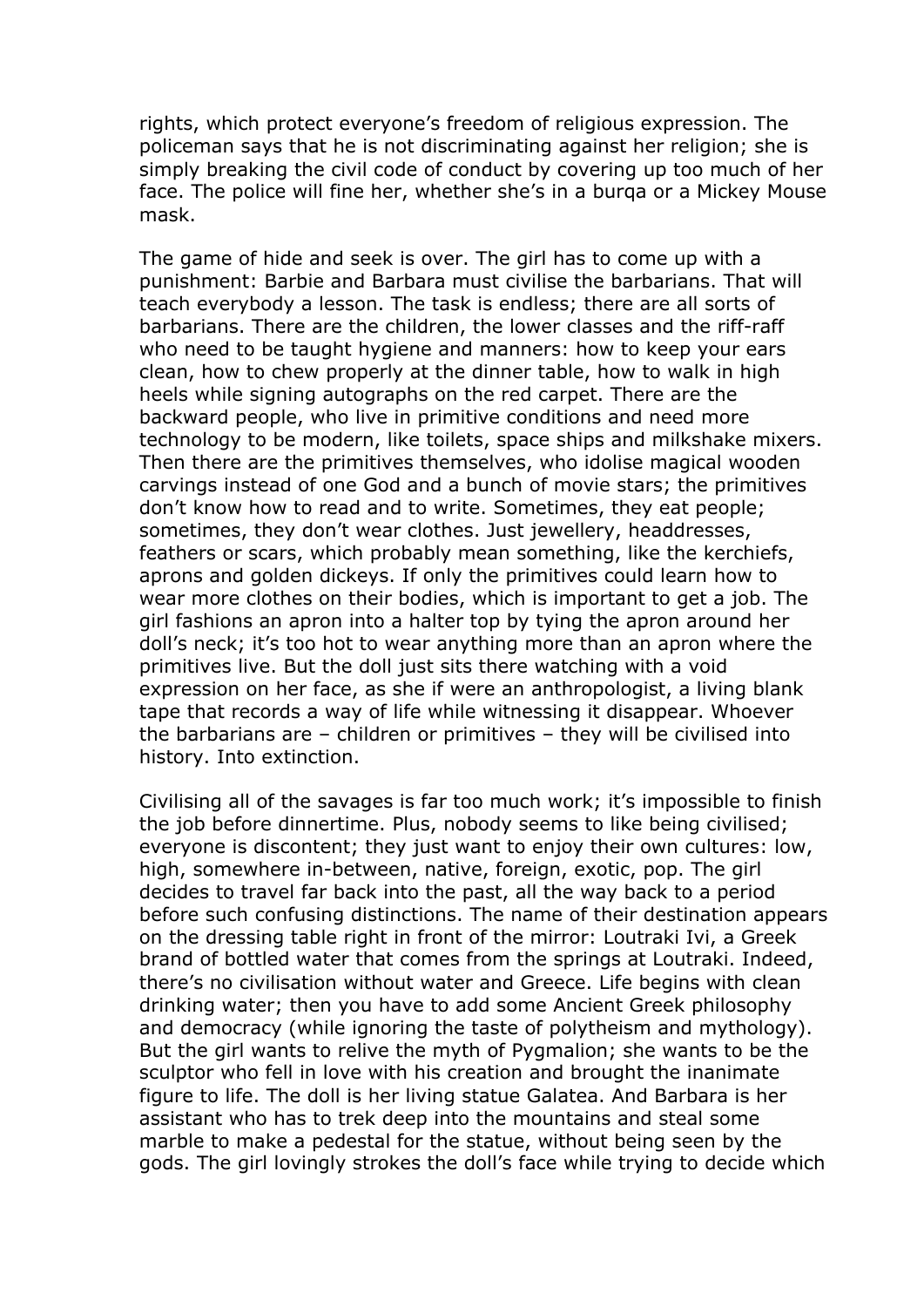rights, which protect everyone's freedom of religious expression. The policeman says that he is not discriminating against her religion; she is simply breaking the civil code of conduct by covering up too much of her face. The police will fine her, whether she's in a burqa or a Mickey Mouse mask.

The game of hide and seek is over. The girl has to come up with a punishment: Barbie and Barbara must civilise the barbarians. That will teach everybody a lesson. The task is endless; there are all sorts of barbarians. There are the children, the lower classes and the riff-raff who need to be taught hygiene and manners: how to keep your ears clean, how to chew properly at the dinner table, how to walk in high heels while signing autographs on the red carpet. There are the backward people, who live in primitive conditions and need more technology to be modern, like toilets, space ships and milkshake mixers. Then there are the primitives themselves, who idolise magical wooden carvings instead of one God and a bunch of movie stars; the primitives don't know how to read and to write. Sometimes, they eat people; sometimes, they don't wear clothes. Just jewellery, headdresses, feathers or scars, which probably mean something, like the kerchiefs, aprons and golden dickeys. If only the primitives could learn how to wear more clothes on their bodies, which is important to get a job. The girl fashions an apron into a halter top by tying the apron around her doll's neck; it's too hot to wear anything more than an apron where the primitives live. But the doll just sits there watching with a void expression on her face, as she if were an anthropologist, a living blank tape that records a way of life while witnessing it disappear. Whoever the barbarians are – children or primitives – they will be civilised into history. Into extinction.

Civilising all of the savages is far too much work; it's impossible to finish the job before dinnertime. Plus, nobody seems to like being civilised; everyone is discontent; they just want to enjoy their own cultures: low, high, somewhere in-between, native, foreign, exotic, pop. The girl decides to travel far back into the past, all the way back to a period before such confusing distinctions. The name of their destination appears on the dressing table right in front of the mirror: Loutraki Ivi, a Greek brand of bottled water that comes from the springs at Loutraki. Indeed, there's no civilisation without water and Greece. Life begins with clean drinking water; then you have to add some Ancient Greek philosophy and democracy (while ignoring the taste of polytheism and mythology). But the girl wants to relive the myth of Pygmalion; she wants to be the sculptor who fell in love with his creation and brought the inanimate figure to life. The doll is her living statue Galatea. And Barbara is her assistant who has to trek deep into the mountains and steal some marble to make a pedestal for the statue, without being seen by the gods. The girl lovingly strokes the doll's face while trying to decide which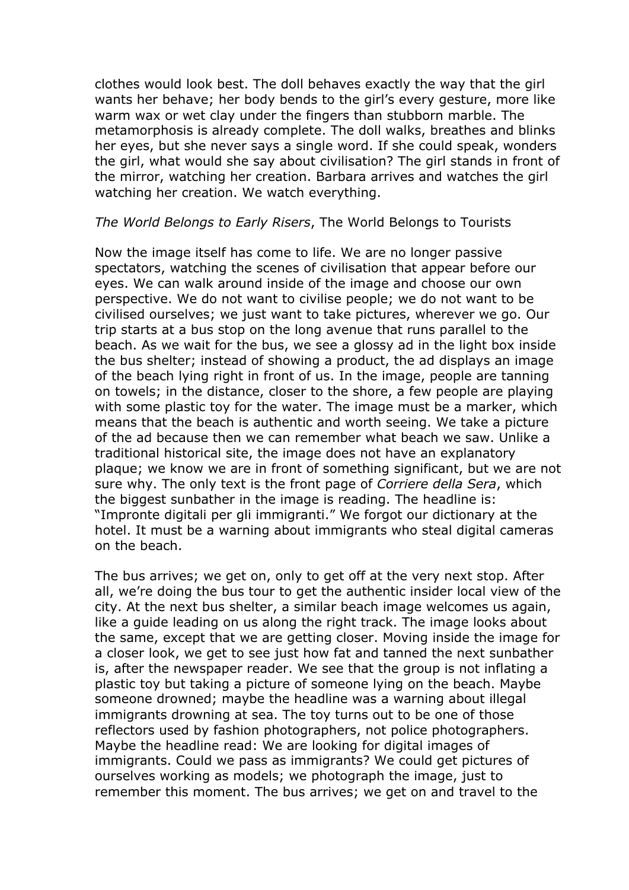clothes would look best. The doll behaves exactly the way that the girl wants her behave; her body bends to the girl's every gesture, more like warm wax or wet clay under the fingers than stubborn marble. The metamorphosis is already complete. The doll walks, breathes and blinks her eyes, but she never says a single word. If she could speak, wonders the girl, what would she say about civilisation? The girl stands in front of the mirror, watching her creation. Barbara arrives and watches the girl watching her creation. We watch everything.

*The World Belongs to Early Risers*, The World Belongs to Tourists

Now the image itself has come to life. We are no longer passive spectators, watching the scenes of civilisation that appear before our eyes. We can walk around inside of the image and choose our own perspective. We do not want to civilise people; we do not want to be civilised ourselves; we just want to take pictures, wherever we go. Our trip starts at a bus stop on the long avenue that runs parallel to the beach. As we wait for the bus, we see a glossy ad in the light box inside the bus shelter; instead of showing a product, the ad displays an image of the beach lying right in front of us. In the image, people are tanning on towels; in the distance, closer to the shore, a few people are playing with some plastic toy for the water. The image must be a marker, which means that the beach is authentic and worth seeing. We take a picture of the ad because then we can remember what beach we saw. Unlike a traditional historical site, the image does not have an explanatory plaque; we know we are in front of something significant, but we are not sure why. The only text is the front page of *Corriere della Sera*, which the biggest sunbather in the image is reading. The headline is: "Impronte digitali per gli immigranti." We forgot our dictionary at the hotel. It must be a warning about immigrants who steal digital cameras on the beach.

The bus arrives; we get on, only to get off at the very next stop. After all, we're doing the bus tour to get the authentic insider local view of the city. At the next bus shelter, a similar beach image welcomes us again, like a guide leading on us along the right track. The image looks about the same, except that we are getting closer. Moving inside the image for a closer look, we get to see just how fat and tanned the next sunbather is, after the newspaper reader. We see that the group is not inflating a plastic toy but taking a picture of someone lying on the beach. Maybe someone drowned; maybe the headline was a warning about illegal immigrants drowning at sea. The toy turns out to be one of those reflectors used by fashion photographers, not police photographers. Maybe the headline read: We are looking for digital images of immigrants. Could we pass as immigrants? We could get pictures of ourselves working as models; we photograph the image, just to remember this moment. The bus arrives; we get on and travel to the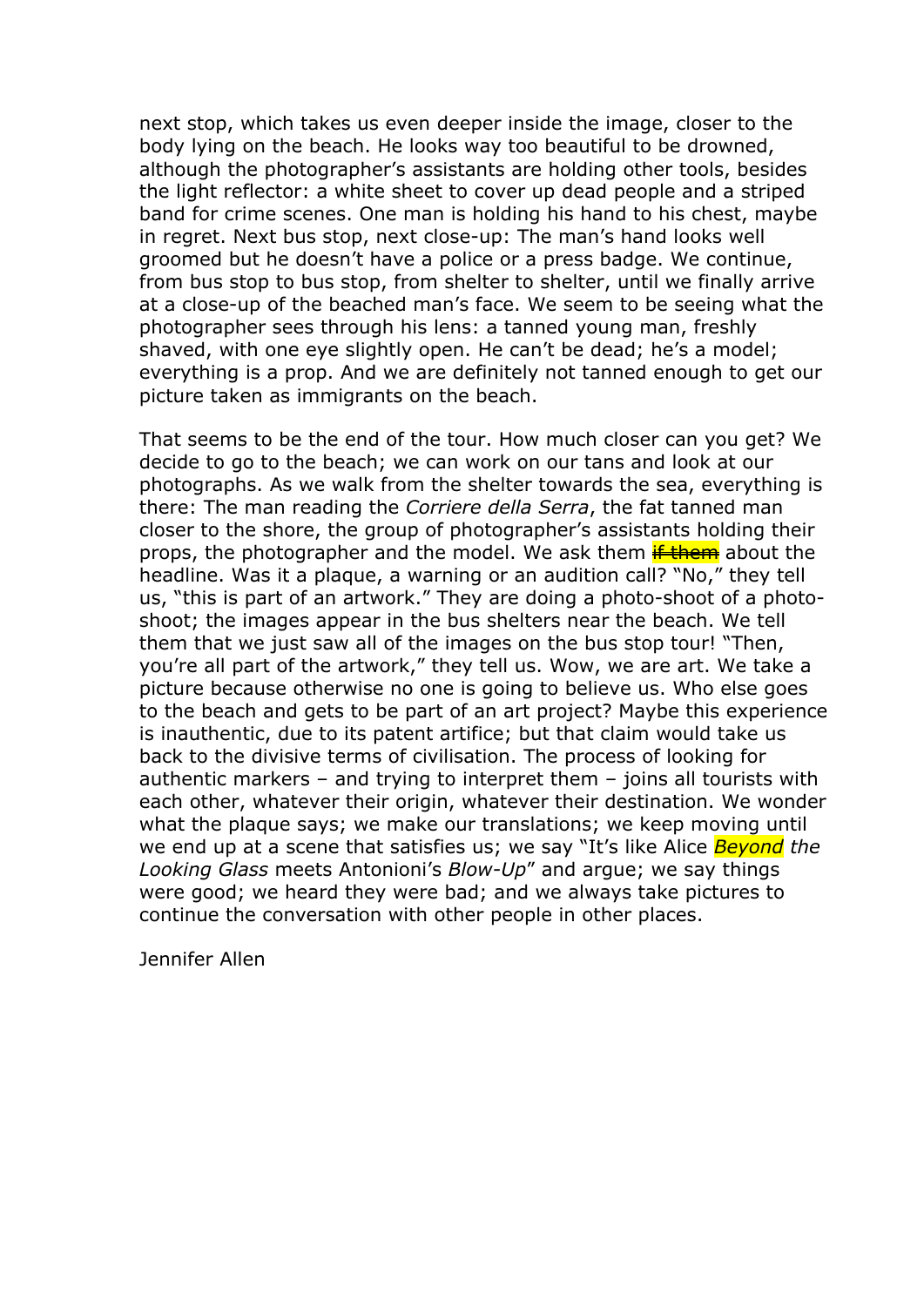next stop, which takes us even deeper inside the image, closer to the body lying on the beach. He looks way too beautiful to be drowned, although the photographer's assistants are holding other tools, besides the light reflector: a white sheet to cover up dead people and a striped band for crime scenes. One man is holding his hand to his chest, maybe in regret. Next bus stop, next close-up: The man's hand looks well groomed but he doesn't have a police or a press badge. We continue, from bus stop to bus stop, from shelter to shelter, until we finally arrive at a close-up of the beached man's face. We seem to be seeing what the photographer sees through his lens: a tanned young man, freshly shaved, with one eye slightly open. He can't be dead; he's a model; everything is a prop. And we are definitely not tanned enough to get our picture taken as immigrants on the beach.

That seems to be the end of the tour. How much closer can you get? We decide to go to the beach; we can work on our tans and look at our photographs. As we walk from the shelter towards the sea, everything is there: The man reading the *Corriere della Serra*, the fat tanned man closer to the shore, the group of photographer's assistants holding their props, the photographer and the model. We ask them ~~if them~~ about the headline. Was it a plaque, a warning or an audition call? "No," they tell us, "this is part of an artwork." They are doing a photo-shoot of a photo-shoot; the images appear in the bus shelters near the beach. We tell them that we just saw all of the images on the bus stop tour! "Then, you're all part of the artwork," they tell us. Wow, we are art. We take a picture because otherwise no one is going to believe us. Who else goes to the beach and gets to be part of an art project? Maybe this experience is inauthentic, due to its patent artifice; but that claim would take us back to the divisive terms of civilisation. The process of looking for authentic markers – and trying to interpret them – joins all tourists with each other, whatever their origin, whatever their destination. We wonder what the plaque says; we make our translations; we keep moving until we end up at a scene that satisfies us; we say "It's like Alice *Beyond the Looking Glass* meets Antonioni's *Blow-Up*" and argue; we say things were good; we heard they were bad; and we always take pictures to continue the conversation with other people in other places.

Jennifer Allen